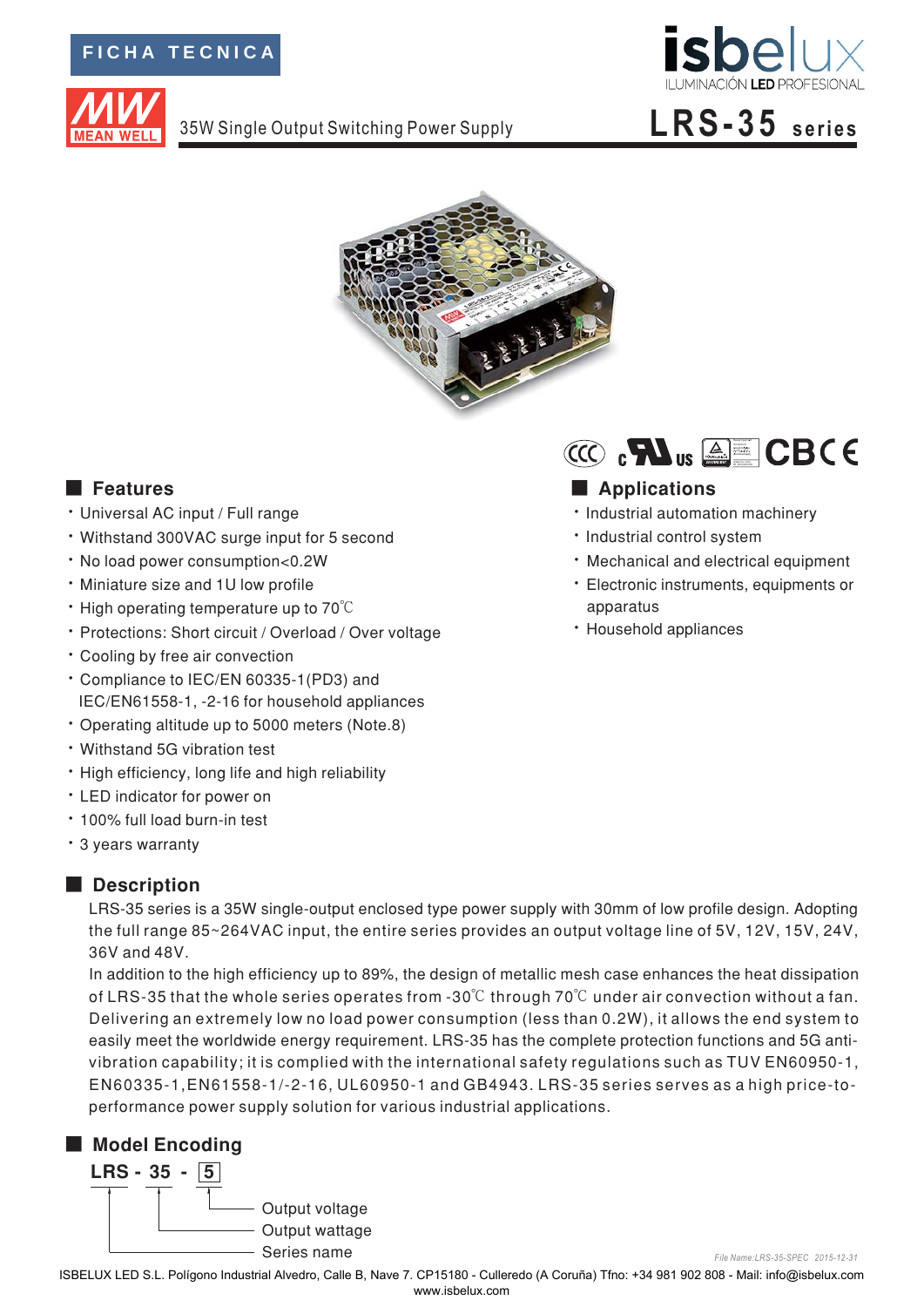FICHA TECNICA

isbelux ILUMINACIÓN LED PROFESIONAL

# LRS-35 series

35W Single Output Switching Power Supply

## Features

- Universal AC input / Full range
- Withstand 300VAC surge input for 5 second
- No load power consumption<0.2W
- Miniature size and 1U low profile
- High operating temperature up to 70℃
- Protections: Short circuit / Overload / Over voltage
- Cooling by free air convection
- Compliance to IEC/EN 60335-1(PD3) and IEC/EN61558-1, -2-16 for household appliances
- Operating altitude up to 5000 meters (Note.8)
- Withstand 5G vibration test
- High efficiency, long life and high reliability
- LED indicator for power on
- 100% full load burn-in test
- 3 years warranty

## Applications

- Industrial automation machinery
- Industrial control system
- Mechanical and electrical equipment
- Electronic instruments, equipments or apparatus
- Household appliances

## Description

LRS-35 series is a 35W single-output enclosed type power supply with 30mm of low profile design. Adopting the full range 85~264VAC input, the entire series provides an output voltage line of 5V, 12V, 15V, 24V, 36V and 48V.

In addition to the high efficiency up to 89%, the design of metallic mesh case enhances the heat dissipation of LRS-35 that the whole series operates from -30℃ through 70℃ under air convection without a fan. Delivering an extremely low no load power consumption (less than 0.2W), it allows the end system to easily meet the worldwide energy requirement. LRS-35 has the complete protection functions and 5G anti-vibration capability; it is complied with the international safety regulations such as TUV EN60950-1, EN60335-1,EN61558-1/-2-16, UL60950-1 and GB4943. LRS-35 series serves as a high price-to-performance power supply solution for various industrial applications.

## Model Encoding

**LRS - 35 - 5**

- 5: Output voltage
- 35: Output wattage
- LRS: Series name

File Name:LRS-35-SPEC 2015-12-31

ISBELUX LED S.L. Polígono Industrial Alvedro, Calle B, Nave 7. CP15180 - Culleredo (A Coruña) Tfno: +34 981 902 808 - Mail: info@isbelux.com
www.isbelux.com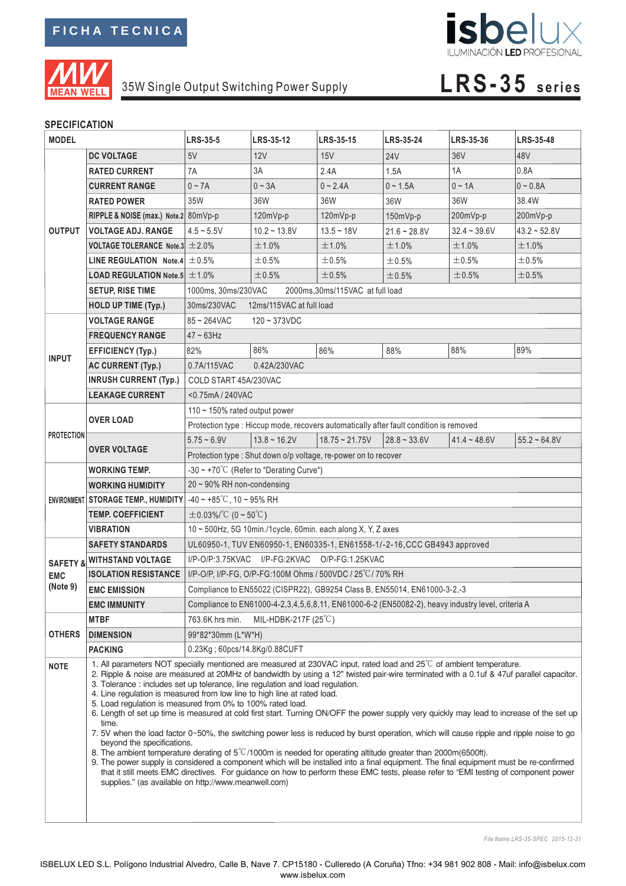FICHA TECNICA

isbelux
ILUMINACIÓN LED PROFESIONAL

MEAN WELL

# 35W Single Output Switching Power Supply — LRS-35 series

## SPECIFICATION

| MODEL | | LRS-35-5 | LRS-35-12 | LRS-35-15 | LRS-35-24 | LRS-35-36 | LRS-35-48 |
|---|---|---|---|---|---|---|---|
| OUTPUT | DC VOLTAGE | 5V | 12V | 15V | 24V | 36V | 48V |
| | RATED CURRENT | 7A | 3A | 2.4A | 1.5A | 1A | 0.8A |
| | CURRENT RANGE | 0 ~ 7A | 0 ~ 3A | 0 ~ 2.4A | 0 ~ 1.5A | 0 ~ 1A | 0 ~ 0.8A |
| | RATED POWER | 35W | 36W | 36W | 36W | 36W | 38.4W |
| | RIPPLE & NOISE (max.) Note.2 | 80mVp-p | 120mVp-p | 120mVp-p | 150mVp-p | 200mVp-p | 200mVp-p |
| | VOLTAGE ADJ. RANGE | 4.5 ~ 5.5V | 10.2 ~ 13.8V | 13.5 ~ 18V | 21.6 ~ 28.8V | 32.4 ~ 39.6V | 43.2 ~ 52.8V |
| | VOLTAGE TOLERANCE Note.3 | ±2.0% | ±1.0% | ±1.0% | ±1.0% | ±1.0% | ±1.0% |
| | LINE REGULATION Note.4 | ±0.5% | ±0.5% | ±0.5% | ±0.5% | ±0.5% | ±0.5% |
| | LOAD REGULATION Note.5 | ±1.0% | ±0.5% | ±0.5% | ±0.5% | ±0.5% | ±0.5% |
| | SETUP, RISE TIME | 1000ms, 30ms/230VAC 2000ms,30ms/115VAC at full load | | | | | |
| | HOLD UP TIME (Typ.) | 30ms/230VAC 12ms/115VAC at full load | | | | | |
| INPUT | VOLTAGE RANGE | 85 ~ 264VAC 120 ~ 373VDC | | | | | |
| | FREQUENCY RANGE | 47 ~ 63Hz | | | | | |
| | EFFICIENCY (Typ.) | 82% | 86% | 86% | 88% | 88% | 89% |
| | AC CURRENT (Typ.) | 0.7A/115VAC 0.42A/230VAC | | | | | |
| | INRUSH CURRENT (Typ.) | COLD START 45A/230VAC | | | | | |
| | LEAKAGE CURRENT | <0.75mA / 240VAC | | | | | |
| PROTECTION | OVER LOAD | 110 ~ 150% rated output power | | | | | |
| | | Protection type : Hiccup mode, recovers automatically after fault condition is removed | | | | | |
| | OVER VOLTAGE | 5.75 ~ 6.9V | 13.8 ~ 16.2V | 18.75 ~ 21.75V | 28.8 ~ 33.6V | 41.4 ~ 48.6V | 55.2 ~ 64.8V |
| | | Protection type : Shut down o/p voltage, re-power on to recover | | | | | |
| ENVIRONMENT | WORKING TEMP. | -30 ~ +70℃ (Refer to "Derating Curve") | | | | | |
| | WORKING HUMIDITY | 20 ~ 90% RH non-condensing | | | | | |
| | STORAGE TEMP., HUMIDITY | -40 ~ +85℃, 10 ~ 95% RH | | | | | |
| | TEMP. COEFFICIENT | ±0.03%/℃ (0 ~ 50℃) | | | | | |
| | VIBRATION | 10 ~ 500Hz, 5G 10min./1cycle, 60min. each along X, Y, Z axes | | | | | |
| SAFETY & EMC (Note 9) | SAFETY STANDARDS | UL60950-1, TUV EN60950-1, EN60335-1, EN61558-1/-2-16,CCC GB4943 approved | | | | | |
| | WITHSTAND VOLTAGE | I/P-O/P:3.75KVAC I/P-FG:2KVAC O/P-FG:1.25KVAC | | | | | |
| | ISOLATION RESISTANCE | I/P-O/P, I/P-FG, O/P-FG:100M Ohms / 500VDC / 25℃/ 70% RH | | | | | |
| | EMC EMISSION | Compliance to EN55022 (CISPR22), GB9254 Class B, EN55014, EN61000-3-2,-3 | | | | | |
| | EMC IMMUNITY | Compliance to EN61000-4-2,3,4,5,6,8,11, EN61000-6-2 (EN50082-2), heavy industry level, criteria A | | | | | |
| OTHERS | MTBF | 763.6K hrs min. MIL-HDBK-217F (25℃) | | | | | |
| | DIMENSION | 99*82*30mm (L*W*H) | | | | | |
| | PACKING | 0.23Kg ; 60pcs/14.8Kg/0.88CUFT | | | | | |

**NOTE**

1. All parameters NOT specially mentioned are measured at 230VAC input, rated load and 25℃ of ambient temperature.
2. Ripple & noise are measured at 20MHz of bandwidth by using a 12" twisted pair-wire terminated with a 0.1uf & 47uf parallel capacitor.
3. Tolerance : includes set up tolerance, line regulation and load regulation.
4. Line regulation is measured from low line to high line at rated load.
5. Load regulation is measured from 0% to 100% rated load.
6. Length of set up time is measured at cold first start. Turning ON/OFF the power supply very quickly may lead to increase of the set up time.
7. 5V when the load factor 0~50%, the switching power less is reduced by burst operation, which will cause ripple and ripple noise to go beyond the specifications.
8. The ambient temperature derating of 5℃/1000m is needed for operating altitude greater than 2000m(6500ft).
9. The power supply is considered a component which will be installed into a final equipment. The final equipment must be re-confirmed that it still meets EMC directives. For guidance on how to perform these EMC tests, please refer to "EMI testing of component power supplies." (as available on http://www.meanwell.com)

File Name:LRS-35-SPEC 2015-12-31

ISBELUX LED S.L. Polígono Industrial Alvedro, Calle B, Nave 7. CP15180 - Culleredo (A Coruña) Tfno: +34 981 902 808 - Mail: info@isbelux.com
www.isbelux.com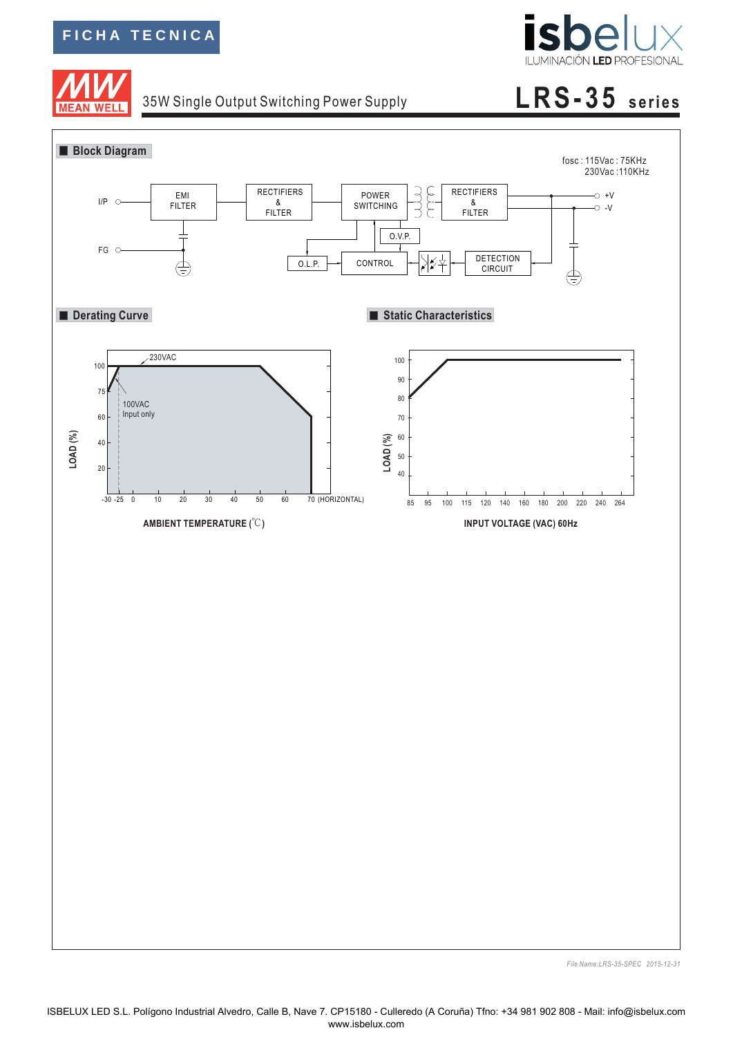FICHA TECNICA

35W Single Output Switching Power Supply

# LRS-35 series

## Block Diagram

fosc : 115Vac : 75KHz
230Vac :110KHz

I/P — EMI FILTER — RECTIFIERS & FILTER — POWER SWITCHING — RECTIFIERS & FILTER — +V / -V

FG

O.V.P.

O.L.P. — CONTROL — DETECTION CIRCUIT

## Derating Curve

230VAC

100VAC Input only

LOAD (%): 100, 75, 60, 40, 20

-30 -25 0 10 20 30 40 50 60 70 (HORIZONTAL)

AMBIENT TEMPERATURE (℃)

## Static Characteristics

LOAD (%): 100, 90, 80, 70, 60, 50, 40

85 95 100 115 120 140 160 180 200 220 240 264

INPUT VOLTAGE (VAC) 60Hz

*File Name:LRS-35-SPEC 2015-12-31*

ISBELUX LED S.L. Polígono Industrial Alvedro, Calle B, Nave 7. CP15180 - Culleredo (A Coruña) Tfno: +34 981 902 808 - Mail: info@isbelux.com
www.isbelux.com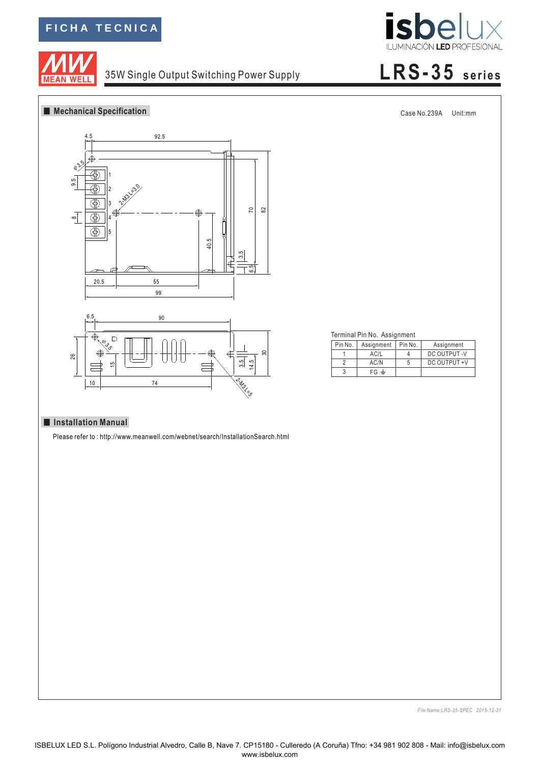FICHA TECNICA

35W Single Output Switching Power Supply

# LRS-35 series

## Mechanical Specification

Case No.239A Unit:mm

4.5
92.5
ϕ3.5
9.5
8
1
2
3
4
5
2-M3 L=3.0
70
82
40.5
3.5
6.5
20.5
55
99

6.5
90
26
ϕ3.5
15
3.5
14.5
30
10
74
2-M3 L=5

Terminal Pin No. Assignment

| Pin No. | Assignment | Pin No. | Assignment |
|---|---|---|---|
| 1 | AC/L | 4 | DC OUTPUT -V |
| 2 | AC/N | 5 | DC OUTPUT +V |
| 3 | FG ⏚ | | |

## Installation Manual

Please refer to : http://www.meanwell.com/webnet/search/InstallationSearch.html

*File Name:LRS-35-SPEC 2015-12-31*

ISBELUX LED S.L. Polígono Industrial Alvedro, Calle B, Nave 7. CP15180 - Culleredo (A Coruña) Tfno: +34 981 902 808 - Mail: info@isbelux.com www.isbelux.com